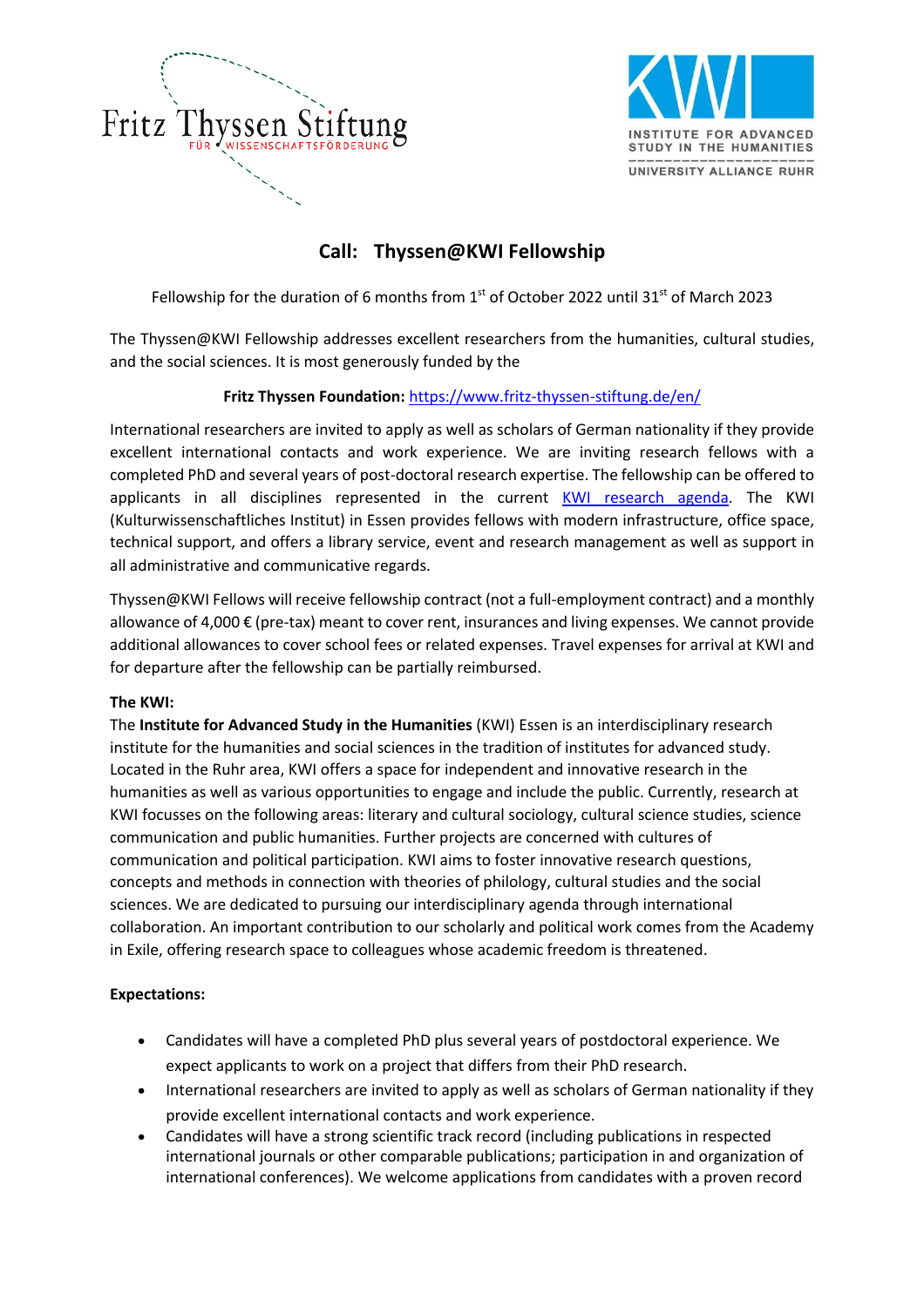Fritz Thyssen Stiftung FÜR WISSENSCHAFTSFÖRDERUNG

KWI INSTITUTE FOR ADVANCED STUDY IN THE HUMANITIES UNIVERSITY ALLIANCE RUHR

# Call: Thyssen@KWI Fellowship

Fellowship for the duration of 6 months from 1st of October 2022 until 31st of March 2023

The Thyssen@KWI Fellowship addresses excellent researchers from the humanities, cultural studies, and the social sciences. It is most generously funded by the

**Fritz Thyssen Foundation:** https://www.fritz-thyssen-stiftung.de/en/

International researchers are invited to apply as well as scholars of German nationality if they provide excellent international contacts and work experience. We are inviting research fellows with a completed PhD and several years of post-doctoral research expertise. The fellowship can be offered to applicants in all disciplines represented in the current KWI research agenda. The KWI (Kulturwissenschaftliches Institut) in Essen provides fellows with modern infrastructure, office space, technical support, and offers a library service, event and research management as well as support in all administrative and communicative regards.

Thyssen@KWI Fellows will receive fellowship contract (not a full-employment contract) and a monthly allowance of 4,000 € (pre-tax) meant to cover rent, insurances and living expenses. We cannot provide additional allowances to cover school fees or related expenses. Travel expenses for arrival at KWI and for departure after the fellowship can be partially reimbursed.

**The KWI:**
The **Institute for Advanced Study in the Humanities** (KWI) Essen is an interdisciplinary research institute for the humanities and social sciences in the tradition of institutes for advanced study. Located in the Ruhr area, KWI offers a space for independent and innovative research in the humanities as well as various opportunities to engage and include the public. Currently, research at KWI focusses on the following areas: literary and cultural sociology, cultural science studies, science communication and public humanities. Further projects are concerned with cultures of communication and political participation. KWI aims to foster innovative research questions, concepts and methods in connection with theories of philology, cultural studies and the social sciences. We are dedicated to pursuing our interdisciplinary agenda through international collaboration. An important contribution to our scholarly and political work comes from the Academy in Exile, offering research space to colleagues whose academic freedom is threatened.

**Expectations:**

- Candidates will have a completed PhD plus several years of postdoctoral experience. We expect applicants to work on a project that differs from their PhD research.
- International researchers are invited to apply as well as scholars of German nationality if they provide excellent international contacts and work experience.
- Candidates will have a strong scientific track record (including publications in respected international journals or other comparable publications; participation in and organization of international conferences). We welcome applications from candidates with a proven record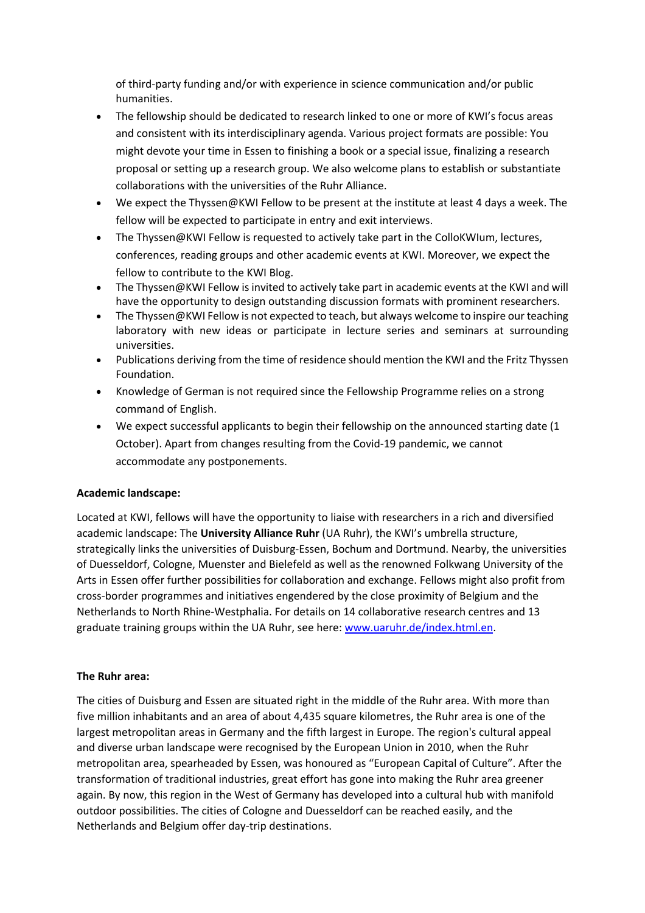of third-party funding and/or with experience in science communication and/or public humanities.

- The fellowship should be dedicated to research linked to one or more of KWI's focus areas and consistent with its interdisciplinary agenda. Various project formats are possible: You might devote your time in Essen to finishing a book or a special issue, finalizing a research proposal or setting up a research group. We also welcome plans to establish or substantiate collaborations with the universities of the Ruhr Alliance.
- We expect the Thyssen@KWI Fellow to be present at the institute at least 4 days a week. The fellow will be expected to participate in entry and exit interviews.
- The Thyssen@KWI Fellow is requested to actively take part in the ColloKWIum, lectures, conferences, reading groups and other academic events at KWI. Moreover, we expect the fellow to contribute to the KWI Blog.
- The Thyssen@KWI Fellow is invited to actively take part in academic events at the KWI and will have the opportunity to design outstanding discussion formats with prominent researchers.
- The Thyssen@KWI Fellow is not expected to teach, but always welcome to inspire our teaching laboratory with new ideas or participate in lecture series and seminars at surrounding universities.
- Publications deriving from the time of residence should mention the KWI and the Fritz Thyssen Foundation.
- Knowledge of German is not required since the Fellowship Programme relies on a strong command of English.
- We expect successful applicants to begin their fellowship on the announced starting date (1 October). Apart from changes resulting from the Covid-19 pandemic, we cannot accommodate any postponements.

**Academic landscape:**

Located at KWI, fellows will have the opportunity to liaise with researchers in a rich and diversified academic landscape: The **University Alliance Ruhr** (UA Ruhr), the KWI's umbrella structure, strategically links the universities of Duisburg-Essen, Bochum and Dortmund. Nearby, the universities of Duesseldorf, Cologne, Muenster and Bielefeld as well as the renowned Folkwang University of the Arts in Essen offer further possibilities for collaboration and exchange. Fellows might also profit from cross-border programmes and initiatives engendered by the close proximity of Belgium and the Netherlands to North Rhine-Westphalia. For details on 14 collaborative research centres and 13 graduate training groups within the UA Ruhr, see here: [www.uaruhr.de/index.html.en](www.uaruhr.de/index.html.en).

**The Ruhr area:**

The cities of Duisburg and Essen are situated right in the middle of the Ruhr area. With more than five million inhabitants and an area of about 4,435 square kilometres, the Ruhr area is one of the largest metropolitan areas in Germany and the fifth largest in Europe. The region's cultural appeal and diverse urban landscape were recognised by the European Union in 2010, when the Ruhr metropolitan area, spearheaded by Essen, was honoured as "European Capital of Culture". After the transformation of traditional industries, great effort has gone into making the Ruhr area greener again. By now, this region in the West of Germany has developed into a cultural hub with manifold outdoor possibilities. The cities of Cologne and Duesseldorf can be reached easily, and the Netherlands and Belgium offer day-trip destinations.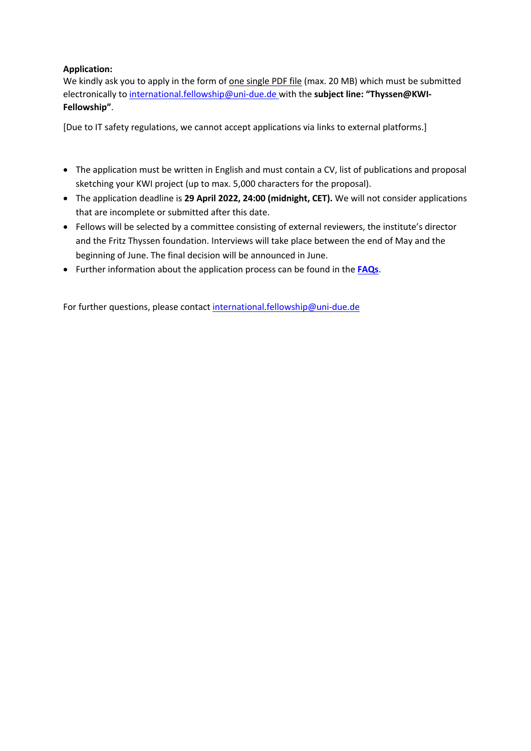**Application:**
We kindly ask you to apply in the form of one single PDF file (max. 20 MB) which must be submitted electronically to international.fellowship@uni-due.de with the **subject line: "Thyssen@KWI-Fellowship"**.

[Due to IT safety regulations, we cannot accept applications via links to external platforms.]

- The application must be written in English and must contain a CV, list of publications and proposal sketching your KWI project (up to max. 5,000 characters for the proposal).
- The application deadline is **29 April 2022, 24:00 (midnight, CET).** We will not consider applications that are incomplete or submitted after this date.
- Fellows will be selected by a committee consisting of external reviewers, the institute's director and the Fritz Thyssen foundation. Interviews will take place between the end of May and the beginning of June. The final decision will be announced in June.
- Further information about the application process can be found in the **FAQs**.

For further questions, please contact international.fellowship@uni-due.de